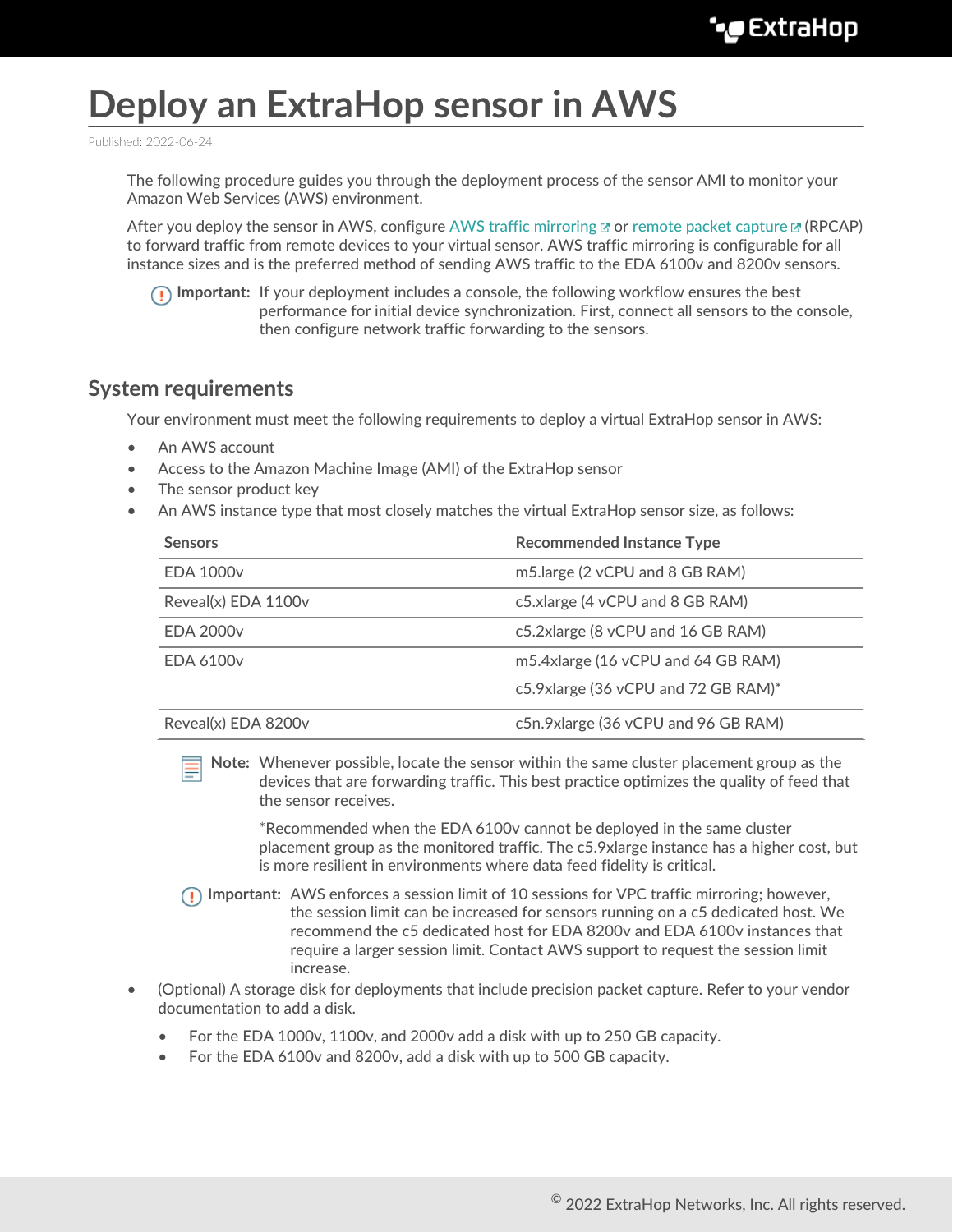# Deploy an ExtraHop sensor in AWS

Published: 2022-06-24

The following procedure guides you through the deployment process of the sensor AMI to monitor your Amazon Web Services (AWS) environment.

After you deploy the sensor in AWS, configure AWS traffic mirroring or remote packet capture (RPCAP) to forward traffic from remote devices to your virtual sensor. AWS traffic mirroring is configurable for all instance sizes and is the preferred method of sending AWS traffic to the EDA 6100v and 8200v sensors.

**Important:** If your deployment includes a console, the following workflow ensures the best performance for initial device synchronization. First, connect all sensors to the console, then configure network traffic forwarding to the sensors.

## System requirements

Your environment must meet the following requirements to deploy a virtual ExtraHop sensor in AWS:

- An AWS account
- Access to the Amazon Machine Image (AMI) of the ExtraHop sensor
- The sensor product key
- An AWS instance type that most closely matches the virtual ExtraHop sensor size, as follows:

| Sensors | Recommended Instance Type |
| --- | --- |
| EDA 1000v | m5.large (2 vCPU and 8 GB RAM) |
| Reveal(x) EDA 1100v | c5.xlarge (4 vCPU and 8 GB RAM) |
| EDA 2000v | c5.2xlarge (8 vCPU and 16 GB RAM) |
| EDA 6100v | m5.4xlarge (16 vCPU and 64 GB RAM)<br>c5.9xlarge (36 vCPU and 72 GB RAM)* |
| Reveal(x) EDA 8200v | c5n.9xlarge (36 vCPU and 96 GB RAM) |

**Note:** Whenever possible, locate the sensor within the same cluster placement group as the devices that are forwarding traffic. This best practice optimizes the quality of feed that the sensor receives.

*Recommended when the EDA 6100v cannot be deployed in the same cluster placement group as the monitored traffic. The c5.9xlarge instance has a higher cost, but is more resilient in environments where data feed fidelity is critical.

**Important:** AWS enforces a session limit of 10 sessions for VPC traffic mirroring; however, the session limit can be increased for sensors running on a c5 dedicated host. We recommend the c5 dedicated host for EDA 8200v and EDA 6100v instances that require a larger session limit. Contact AWS support to request the session limit increase.

- (Optional) A storage disk for deployments that include precision packet capture. Refer to your vendor documentation to add a disk.
  - For the EDA 1000v, 1100v, and 2000v add a disk with up to 250 GB capacity.
  - For the EDA 6100v and 8200v, add a disk with up to 500 GB capacity.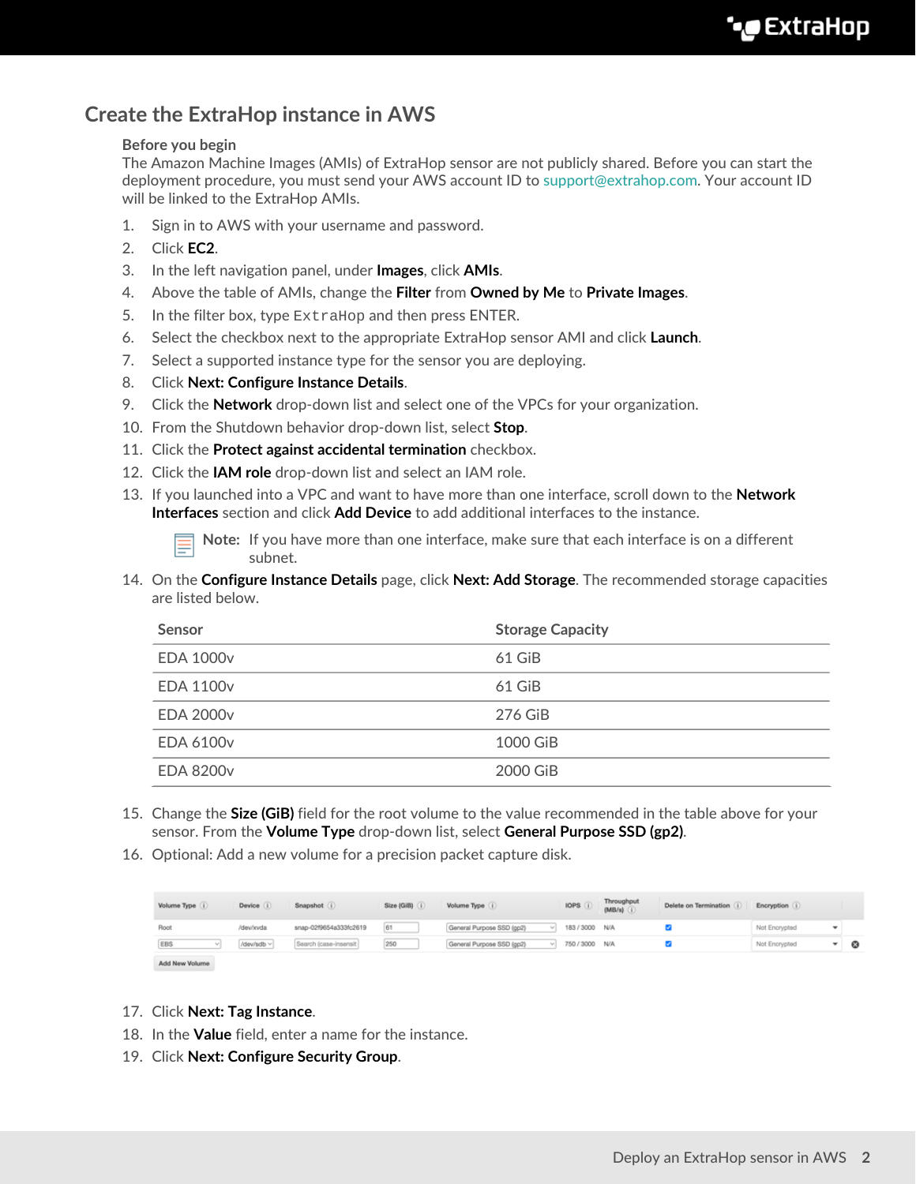## Create the ExtraHop instance in AWS

**Before you begin**

The Amazon Machine Images (AMIs) of ExtraHop sensor are not publicly shared. Before you can start the deployment procedure, you must send your AWS account ID to support@extrahop.com. Your account ID will be linked to the ExtraHop AMIs.

1. Sign in to AWS with your username and password.
2. Click **EC2**.
3. In the left navigation panel, under **Images**, click **AMIs**.
4. Above the table of AMIs, change the **Filter** from **Owned by Me** to **Private Images**.
5. In the filter box, type `ExtraHop` and then press ENTER.
6. Select the checkbox next to the appropriate ExtraHop sensor AMI and click **Launch**.
7. Select a supported instance type for the sensor you are deploying.
8. Click **Next: Configure Instance Details**.
9. Click the **Network** drop-down list and select one of the VPCs for your organization.
10. From the Shutdown behavior drop-down list, select **Stop**.
11. Click the **Protect against accidental termination** checkbox.
12. Click the **IAM role** drop-down list and select an IAM role.
13. If you launched into a VPC and want to have more than one interface, scroll down to the **Network Interfaces** section and click **Add Device** to add additional interfaces to the instance.

    **Note:** If you have more than one interface, make sure that each interface is on a different subnet.

14. On the **Configure Instance Details** page, click **Next: Add Storage**. The recommended storage capacities are listed below.

| Sensor | Storage Capacity |
| --- | --- |
| EDA 1000v | 61 GiB |
| EDA 1100v | 61 GiB |
| EDA 2000v | 276 GiB |
| EDA 6100v | 1000 GiB |
| EDA 8200v | 2000 GiB |

15. Change the **Size (GiB)** field for the root volume to the value recommended in the table above for your sensor. From the **Volume Type** drop-down list, select **General Purpose SSD (gp2)**.
16. Optional: Add a new volume for a precision packet capture disk.

| Volume Type | Device | Snapshot | Size (GiB) | Volume Type | IOPS | Throughput (MB/s) | Delete on Termination | Encryption |
| --- | --- | --- | --- | --- | --- | --- | --- | --- |
| Root | /dev/xvda | snap-02f9654a333fc2619 | 61 | General Purpose SSD (gp2) | 183 / 3000 | N/A | ✓ | Not Encrypted |
| EBS | /dev/sdb | Search (case-insensit | 250 | General Purpose SSD (gp2) | 750 / 3000 | N/A | ✓ | Not Encrypted |

Add New Volume

17. Click **Next: Tag Instance**.
18. In the **Value** field, enter a name for the instance.
19. Click **Next: Configure Security Group**.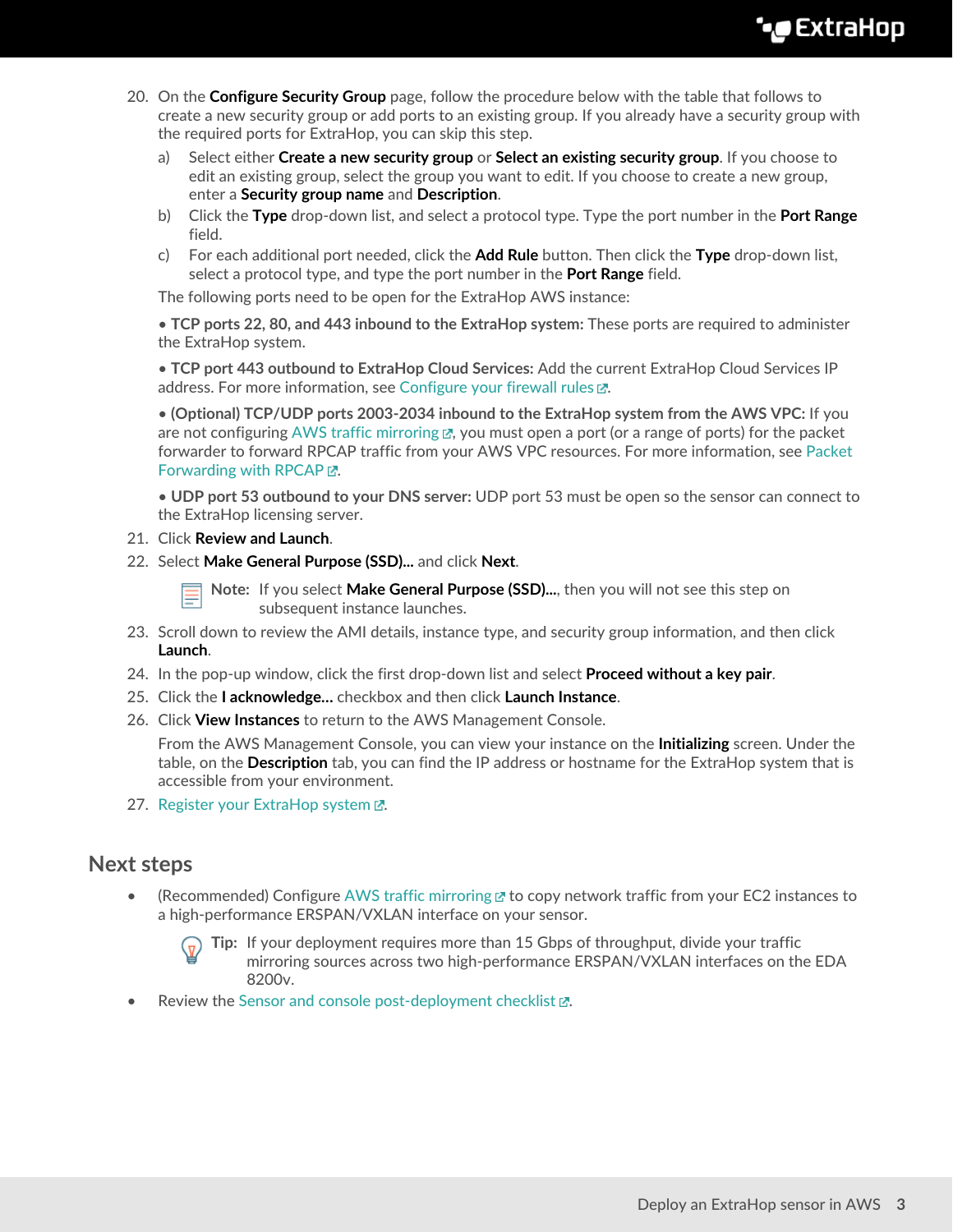20. On the **Configure Security Group** page, follow the procedure below with the table that follows to create a new security group or add ports to an existing group. If you already have a security group with the required ports for ExtraHop, you can skip this step.
    a) Select either **Create a new security group** or **Select an existing security group**. If you choose to edit an existing group, select the group you want to edit. If you choose to create a new group, enter a **Security group name** and **Description**.
    b) Click the **Type** drop-down list, and select a protocol type. Type the port number in the **Port Range** field.
    c) For each additional port needed, click the **Add Rule** button. Then click the **Type** drop-down list, select a protocol type, and type the port number in the **Port Range** field.

    The following ports need to be open for the ExtraHop AWS instance:

    • **TCP ports 22, 80, and 443 inbound to the ExtraHop system:** These ports are required to administer the ExtraHop system.

    • **TCP port 443 outbound to ExtraHop Cloud Services:** Add the current ExtraHop Cloud Services IP address. For more information, see Configure your firewall rules.

    • **(Optional) TCP/UDP ports 2003-2034 inbound to the ExtraHop system from the AWS VPC:** If you are not configuring AWS traffic mirroring, you must open a port (or a range of ports) for the packet forwarder to forward RPCAP traffic from your AWS VPC resources. For more information, see Packet Forwarding with RPCAP.

    • **UDP port 53 outbound to your DNS server:** UDP port 53 must be open so the sensor can connect to the ExtraHop licensing server.
21. Click **Review and Launch**.
22. Select **Make General Purpose (SSD)...** and click **Next**.

    **Note:** If you select **Make General Purpose (SSD)...**, then you will not see this step on subsequent instance launches.
23. Scroll down to review the AMI details, instance type, and security group information, and then click **Launch**.
24. In the pop-up window, click the first drop-down list and select **Proceed without a key pair**.
25. Click the **I acknowledge...** checkbox and then click **Launch Instance**.
26. Click **View Instances** to return to the AWS Management Console.

    From the AWS Management Console, you can view your instance on the **Initializing** screen. Under the table, on the **Description** tab, you can find the IP address or hostname for the ExtraHop system that is accessible from your environment.
27. Register your ExtraHop system.

## Next steps

- (Recommended) Configure AWS traffic mirroring to copy network traffic from your EC2 instances to a high-performance ERSPAN/VXLAN interface on your sensor.

  **Tip:** If your deployment requires more than 15 Gbps of throughput, divide your traffic mirroring sources across two high-performance ERSPAN/VXLAN interfaces on the EDA 8200v.
- Review the Sensor and console post-deployment checklist.